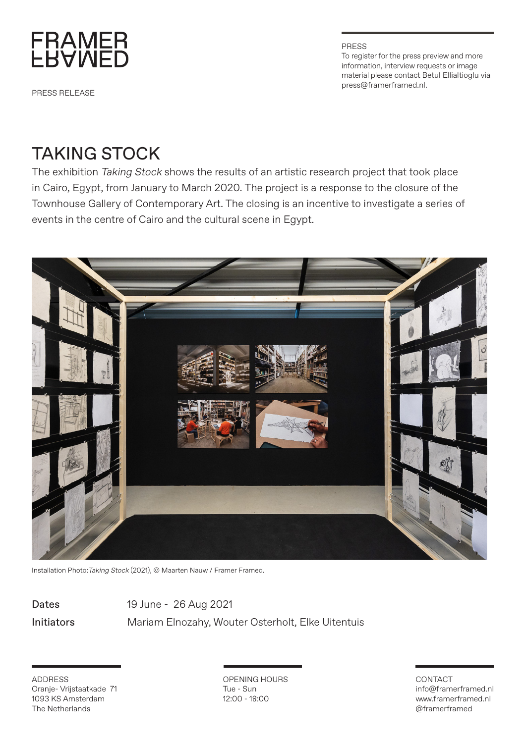FRAMER FRAMED

PRESS RELEASE

PRESS
To register for the press preview and more information, interview requests or image material please contact Betul Ellialtioglu via press@framerframed.nl.

# TAKING STOCK

The exhibition *Taking Stock* shows the results of an artistic research project that took place in Cairo, Egypt, from January to March 2020. The project is a response to the closure of the Townhouse Gallery of Contemporary Art. The closing is an incentive to investigate a series of events in the centre of Cairo and the cultural scene in Egypt.

Installation Photo: *Taking Stock* (2021), © Maarten Nauw / Framer Framed.

| | |
|---|---|
| Dates | 19 June - 26 Aug 2021 |
| Initiators | Mariam Elnozahy, Wouter Osterholt, Elke Uitentuis |

ADDRESS
Oranje- Vrijstaatkade 71
1093 KS Amsterdam
The Netherlands

OPENING HOURS
Tue - Sun
12:00 - 18:00

CONTACT
info@framerframed.nl
www.framerframed.nl
@framerframed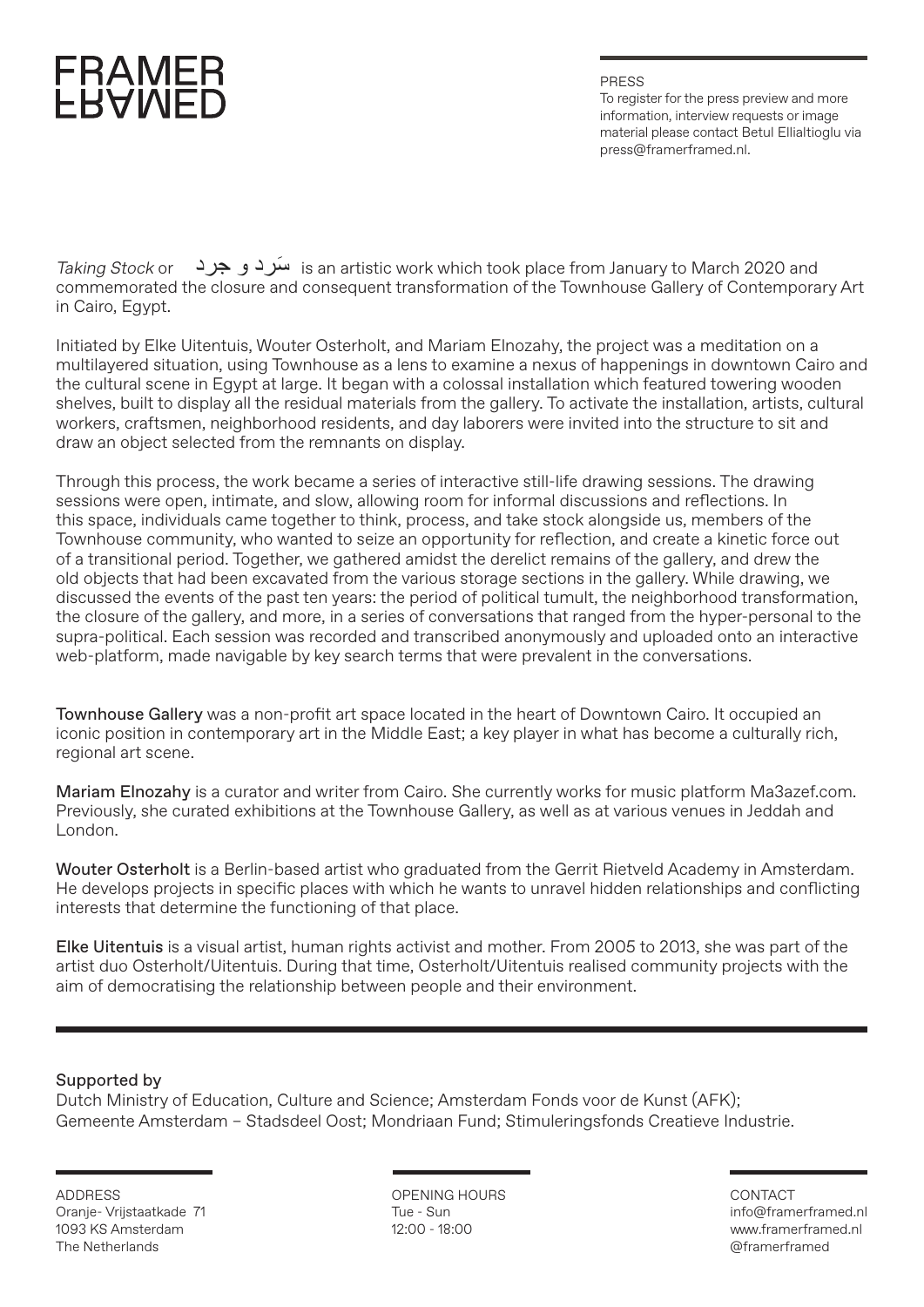# FRAMER FRAMED

PRESS

To register for the press preview and more information, interview requests or image material please contact Betul Ellialtioglu via press@framerframed.nl.

*Taking Stock* or سَرد و جرد is an artistic work which took place from January to March 2020 and commemorated the closure and consequent transformation of the Townhouse Gallery of Contemporary Art in Cairo, Egypt.

Initiated by Elke Uitentuis, Wouter Osterholt, and Mariam Elnozahy, the project was a meditation on a multilayered situation, using Townhouse as a lens to examine a nexus of happenings in downtown Cairo and the cultural scene in Egypt at large. It began with a colossal installation which featured towering wooden shelves, built to display all the residual materials from the gallery. To activate the installation, artists, cultural workers, craftsmen, neighborhood residents, and day laborers were invited into the structure to sit and draw an object selected from the remnants on display.

Through this process, the work became a series of interactive still-life drawing sessions. The drawing sessions were open, intimate, and slow, allowing room for informal discussions and reflections. In this space, individuals came together to think, process, and take stock alongside us, members of the Townhouse community, who wanted to seize an opportunity for reflection, and create a kinetic force out of a transitional period. Together, we gathered amidst the derelict remains of the gallery, and drew the old objects that had been excavated from the various storage sections in the gallery. While drawing, we discussed the events of the past ten years: the period of political tumult, the neighborhood transformation, the closure of the gallery, and more, in a series of conversations that ranged from the hyper-personal to the supra-political. Each session was recorded and transcribed anonymously and uploaded onto an interactive web-platform, made navigable by key search terms that were prevalent in the conversations.

**Townhouse Gallery** was a non-profit art space located in the heart of Downtown Cairo. It occupied an iconic position in contemporary art in the Middle East; a key player in what has become a culturally rich, regional art scene.

**Mariam Elnozahy** is a curator and writer from Cairo. She currently works for music platform Ma3azef.com. Previously, she curated exhibitions at the Townhouse Gallery, as well as at various venues in Jeddah and London.

**Wouter Osterholt** is a Berlin-based artist who graduated from the Gerrit Rietveld Academy in Amsterdam. He develops projects in specific places with which he wants to unravel hidden relationships and conflicting interests that determine the functioning of that place.

**Elke Uitentuis** is a visual artist, human rights activist and mother. From 2005 to 2013, she was part of the artist duo Osterholt/Uitentuis. During that time, Osterholt/Uitentuis realised community projects with the aim of democratising the relationship between people and their environment.

---

Supported by

Dutch Ministry of Education, Culture and Science; Amsterdam Fonds voor de Kunst (AFK); Gemeente Amsterdam – Stadsdeel Oost; Mondriaan Fund; Stimuleringsfonds Creatieve Industrie.

ADDRESS
Oranje- Vrijstaatkade 71
1093 KS Amsterdam
The Netherlands

OPENING HOURS
Tue - Sun
12:00 - 18:00

CONTACT
info@framerframed.nl
www.framerframed.nl
@framerframed